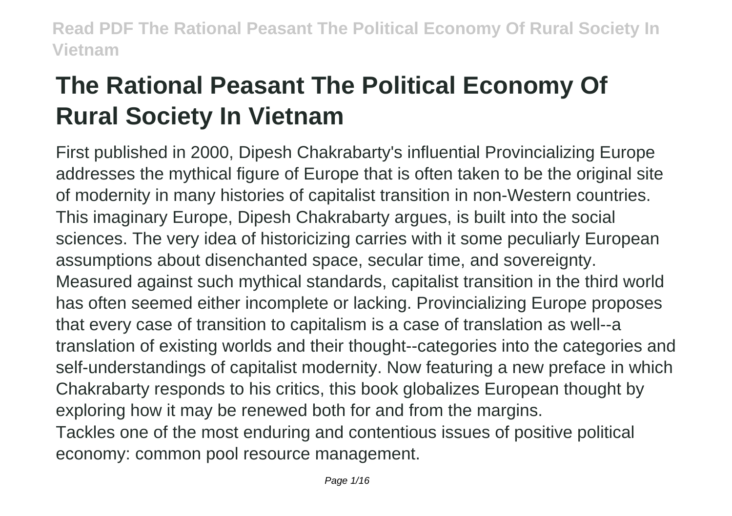# The Rational Peasant The Political Economy Of Rural Society In Vietnam

First published in 2000, Dipesh Chakrabarty's influential Provincializing Europe addresses the mythical figure of Europe that is often taken to be the original site of modernity in many histories of capitalist transition in non-Western countries. This imaginary Europe, Dipesh Chakrabarty argues, is built into the social sciences. The very idea of historicizing carries with it some peculiarly European assumptions about disenchanted space, secular time, and sovereignty. Measured against such mythical standards, capitalist transition in the third world has often seemed either incomplete or lacking. Provincializing Europe proposes that every case of transition to capitalism is a case of translation as well--a translation of existing worlds and their thought--categories into the categories and self-understandings of capitalist modernity. Now featuring a new preface in which Chakrabarty responds to his critics, this book globalizes European thought by exploring how it may be renewed both for and from the margins.

Tackles one of the most enduring and contentious issues of positive political economy: common pool resource management.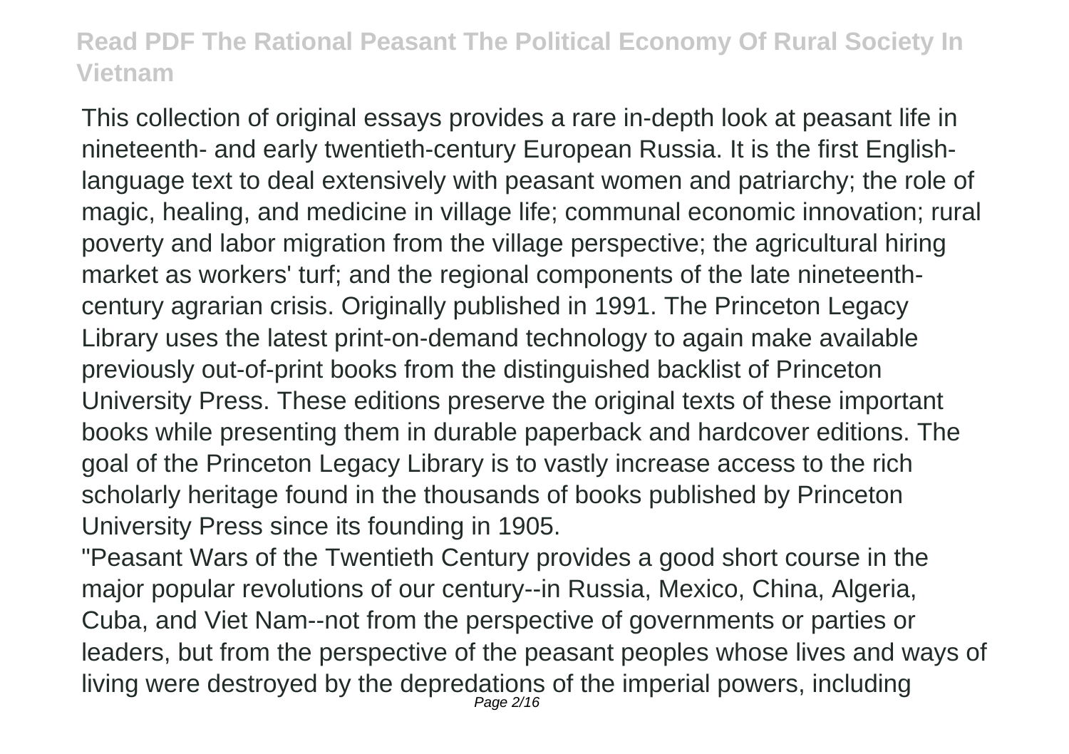This collection of original essays provides a rare in-depth look at peasant life in nineteenth- and early twentieth-century European Russia. It is the first English-language text to deal extensively with peasant women and patriarchy; the role of magic, healing, and medicine in village life; communal economic innovation; rural poverty and labor migration from the village perspective; the agricultural hiring market as workers' turf; and the regional components of the late nineteenth-century agrarian crisis. Originally published in 1991. The Princeton Legacy Library uses the latest print-on-demand technology to again make available previously out-of-print books from the distinguished backlist of Princeton University Press. These editions preserve the original texts of these important books while presenting them in durable paperback and hardcover editions. The goal of the Princeton Legacy Library is to vastly increase access to the rich scholarly heritage found in the thousands of books published by Princeton University Press since its founding in 1905.

"Peasant Wars of the Twentieth Century provides a good short course in the major popular revolutions of our century--in Russia, Mexico, China, Algeria, Cuba, and Viet Nam--not from the perspective of governments or parties or leaders, but from the perspective of the peasant peoples whose lives and ways of living were destroyed by the depredations of the imperial powers, including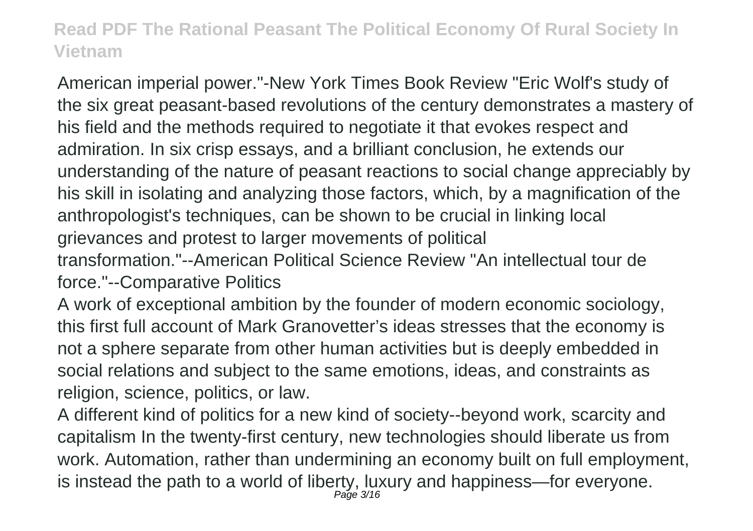American imperial power."-New York Times Book Review "Eric Wolf's study of the six great peasant-based revolutions of the century demonstrates a mastery of his field and the methods required to negotiate it that evokes respect and admiration. In six crisp essays, and a brilliant conclusion, he extends our understanding of the nature of peasant reactions to social change appreciably by his skill in isolating and analyzing those factors, which, by a magnification of the anthropologist's techniques, can be shown to be crucial in linking local grievances and protest to larger movements of political transformation."--American Political Science Review "An intellectual tour de force."--Comparative Politics

A work of exceptional ambition by the founder of modern economic sociology, this first full account of Mark Granovetter's ideas stresses that the economy is not a sphere separate from other human activities but is deeply embedded in social relations and subject to the same emotions, ideas, and constraints as religion, science, politics, or law.

A different kind of politics for a new kind of society--beyond work, scarcity and capitalism In the twenty-first century, new technologies should liberate us from work. Automation, rather than undermining an economy built on full employment, is instead the path to a world of liberty, luxury and happiness—for everyone.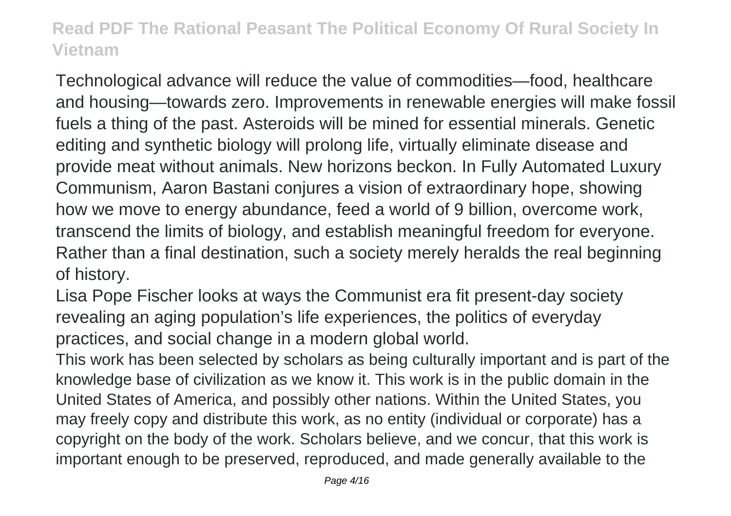Technological advance will reduce the value of commodities—food, healthcare and housing—towards zero. Improvements in renewable energies will make fossil fuels a thing of the past. Asteroids will be mined for essential minerals. Genetic editing and synthetic biology will prolong life, virtually eliminate disease and provide meat without animals. New horizons beckon. In Fully Automated Luxury Communism, Aaron Bastani conjures a vision of extraordinary hope, showing how we move to energy abundance, feed a world of 9 billion, overcome work, transcend the limits of biology, and establish meaningful freedom for everyone. Rather than a final destination, such a society merely heralds the real beginning of history.

Lisa Pope Fischer looks at ways the Communist era fit present-day society revealing an aging population's life experiences, the politics of everyday practices, and social change in a modern global world.

This work has been selected by scholars as being culturally important and is part of the knowledge base of civilization as we know it. This work is in the public domain in the United States of America, and possibly other nations. Within the United States, you may freely copy and distribute this work, as no entity (individual or corporate) has a copyright on the body of the work. Scholars believe, and we concur, that this work is important enough to be preserved, reproduced, and made generally available to the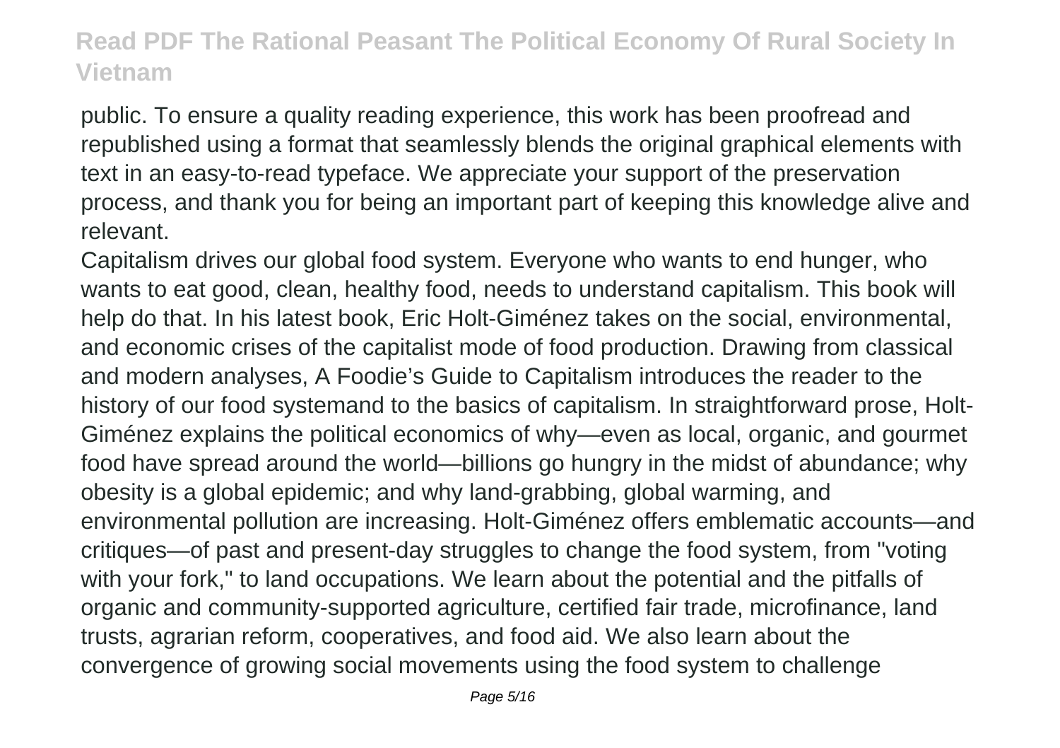public. To ensure a quality reading experience, this work has been proofread and republished using a format that seamlessly blends the original graphical elements with text in an easy-to-read typeface. We appreciate your support of the preservation process, and thank you for being an important part of keeping this knowledge alive and relevant.

Capitalism drives our global food system. Everyone who wants to end hunger, who wants to eat good, clean, healthy food, needs to understand capitalism. This book will help do that. In his latest book, Eric Holt-Giménez takes on the social, environmental, and economic crises of the capitalist mode of food production. Drawing from classical and modern analyses, A Foodie's Guide to Capitalism introduces the reader to the history of our food systemand to the basics of capitalism. In straightforward prose, Holt-Giménez explains the political economics of why—even as local, organic, and gourmet food have spread around the world—billions go hungry in the midst of abundance; why obesity is a global epidemic; and why land-grabbing, global warming, and environmental pollution are increasing. Holt-Giménez offers emblematic accounts—and critiques—of past and present-day struggles to change the food system, from "voting with your fork," to land occupations. We learn about the potential and the pitfalls of organic and community-supported agriculture, certified fair trade, microfinance, land trusts, agrarian reform, cooperatives, and food aid. We also learn about the convergence of growing social movements using the food system to challenge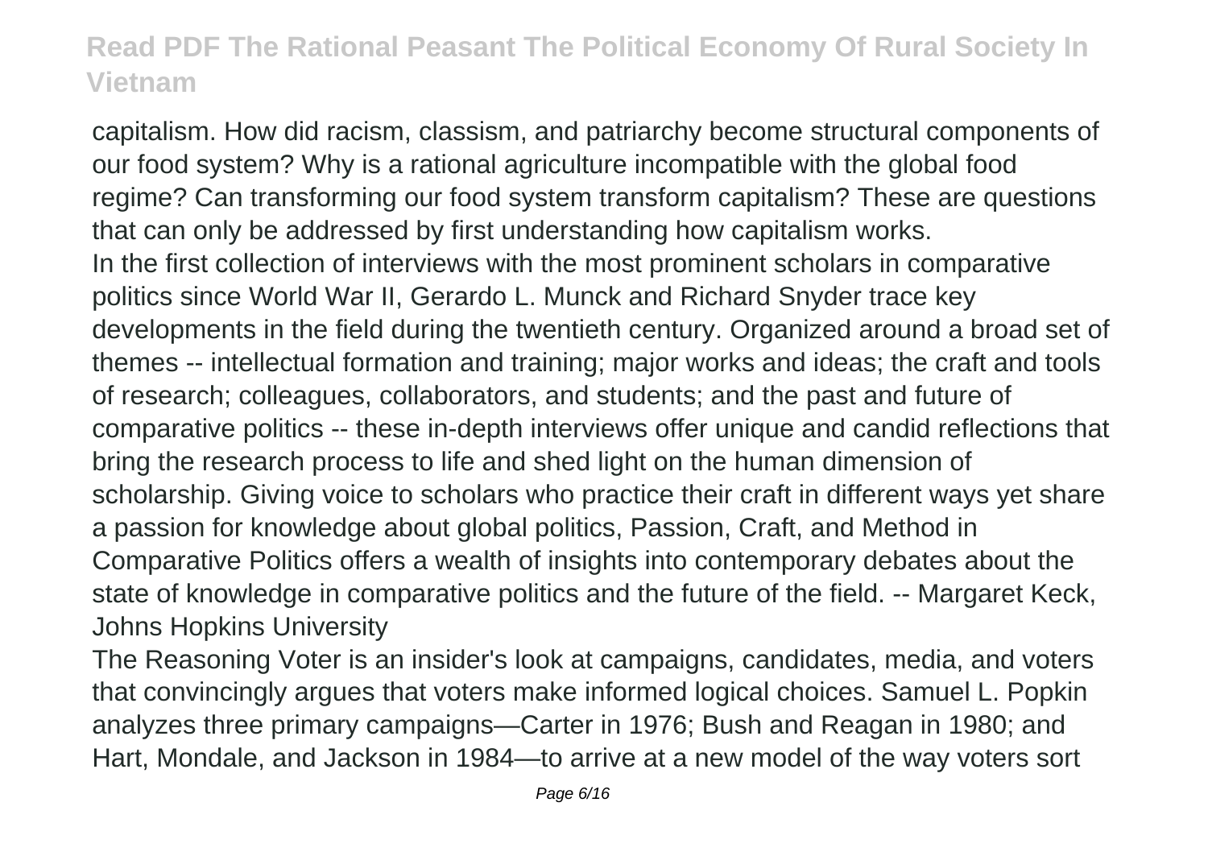capitalism. How did racism, classism, and patriarchy become structural components of our food system? Why is a rational agriculture incompatible with the global food regime? Can transforming our food system transform capitalism? These are questions that can only be addressed by first understanding how capitalism works.

In the first collection of interviews with the most prominent scholars in comparative politics since World War II, Gerardo L. Munck and Richard Snyder trace key developments in the field during the twentieth century. Organized around a broad set of themes -- intellectual formation and training; major works and ideas; the craft and tools of research; colleagues, collaborators, and students; and the past and future of comparative politics -- these in-depth interviews offer unique and candid reflections that bring the research process to life and shed light on the human dimension of scholarship. Giving voice to scholars who practice their craft in different ways yet share a passion for knowledge about global politics, Passion, Craft, and Method in Comparative Politics offers a wealth of insights into contemporary debates about the state of knowledge in comparative politics and the future of the field. -- Margaret Keck, Johns Hopkins University

The Reasoning Voter is an insider's look at campaigns, candidates, media, and voters that convincingly argues that voters make informed logical choices. Samuel L. Popkin analyzes three primary campaigns—Carter in 1976; Bush and Reagan in 1980; and Hart, Mondale, and Jackson in 1984—to arrive at a new model of the way voters sort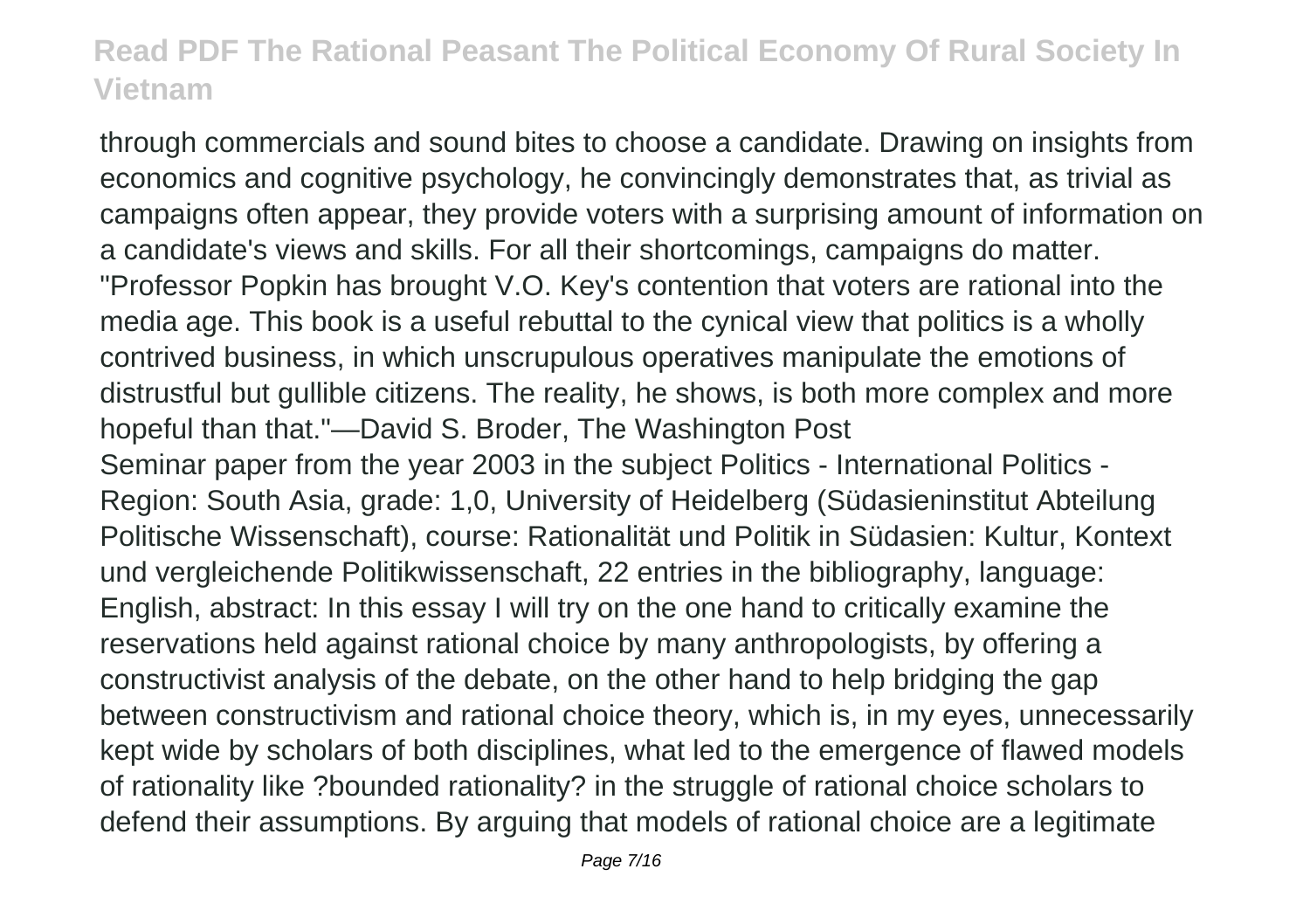through commercials and sound bites to choose a candidate. Drawing on insights from economics and cognitive psychology, he convincingly demonstrates that, as trivial as campaigns often appear, they provide voters with a surprising amount of information on a candidate's views and skills. For all their shortcomings, campaigns do matter. "Professor Popkin has brought V.O. Key's contention that voters are rational into the media age. This book is a useful rebuttal to the cynical view that politics is a wholly contrived business, in which unscrupulous operatives manipulate the emotions of distrustful but gullible citizens. The reality, he shows, is both more complex and more hopeful than that."—David S. Broder, The Washington Post

Seminar paper from the year 2003 in the subject Politics - International Politics - Region: South Asia, grade: 1,0, University of Heidelberg (Südasieninstitut Abteilung Politische Wissenschaft), course: Rationalität und Politik in Südasien: Kultur, Kontext und vergleichende Politikwissenschaft, 22 entries in the bibliography, language: English, abstract: In this essay I will try on the one hand to critically examine the reservations held against rational choice by many anthropologists, by offering a constructivist analysis of the debate, on the other hand to help bridging the gap between constructivism and rational choice theory, which is, in my eyes, unnecessarily kept wide by scholars of both disciplines, what led to the emergence of flawed models of rationality like ?bounded rationality? in the struggle of rational choice scholars to defend their assumptions. By arguing that models of rational choice are a legitimate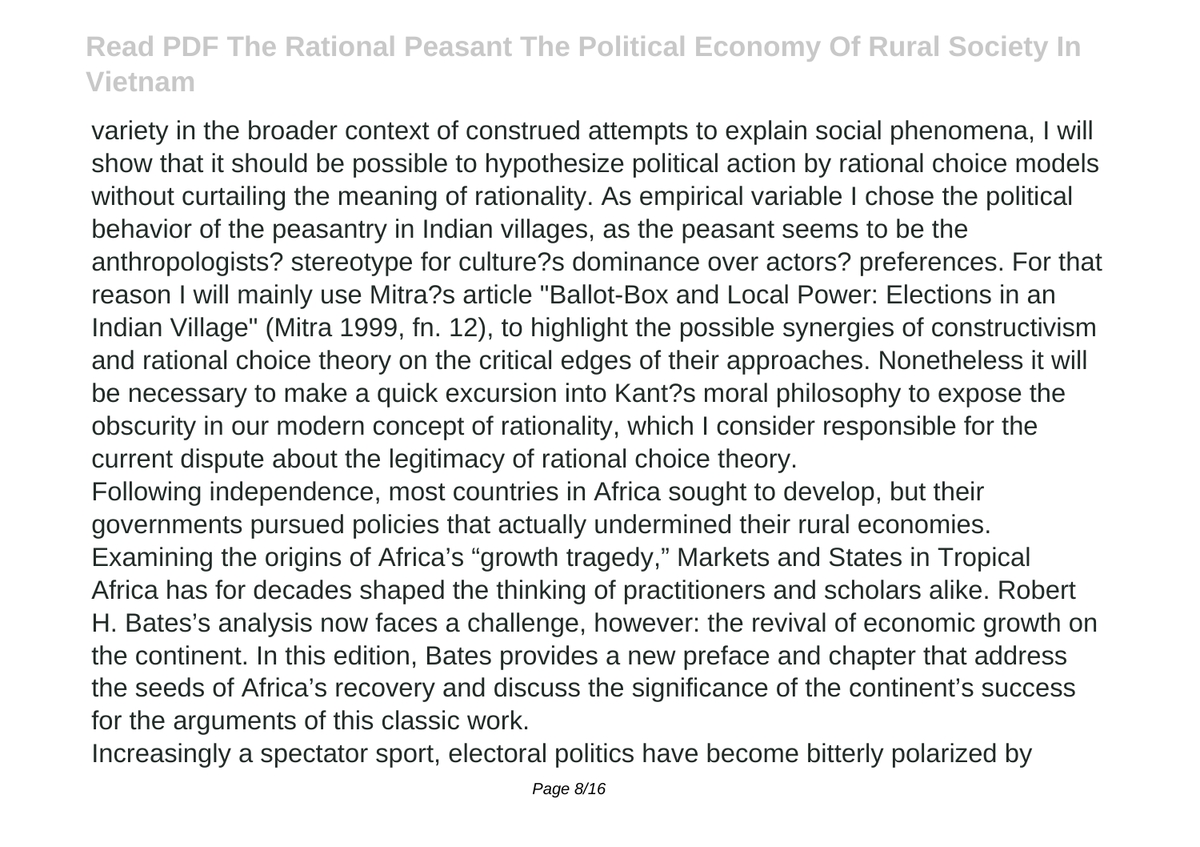variety in the broader context of construed attempts to explain social phenomena, I will show that it should be possible to hypothesize political action by rational choice models without curtailing the meaning of rationality. As empirical variable I chose the political behavior of the peasantry in Indian villages, as the peasant seems to be the anthropologists? stereotype for culture?s dominance over actors? preferences. For that reason I will mainly use Mitra?s article "Ballot-Box and Local Power: Elections in an Indian Village" (Mitra 1999, fn. 12), to highlight the possible synergies of constructivism and rational choice theory on the critical edges of their approaches. Nonetheless it will be necessary to make a quick excursion into Kant?s moral philosophy to expose the obscurity in our modern concept of rationality, which I consider responsible for the current dispute about the legitimacy of rational choice theory.

Following independence, most countries in Africa sought to develop, but their governments pursued policies that actually undermined their rural economies. Examining the origins of Africa's "growth tragedy," Markets and States in Tropical Africa has for decades shaped the thinking of practitioners and scholars alike. Robert H. Bates's analysis now faces a challenge, however: the revival of economic growth on the continent. In this edition, Bates provides a new preface and chapter that address the seeds of Africa's recovery and discuss the significance of the continent's success for the arguments of this classic work.

Increasingly a spectator sport, electoral politics have become bitterly polarized by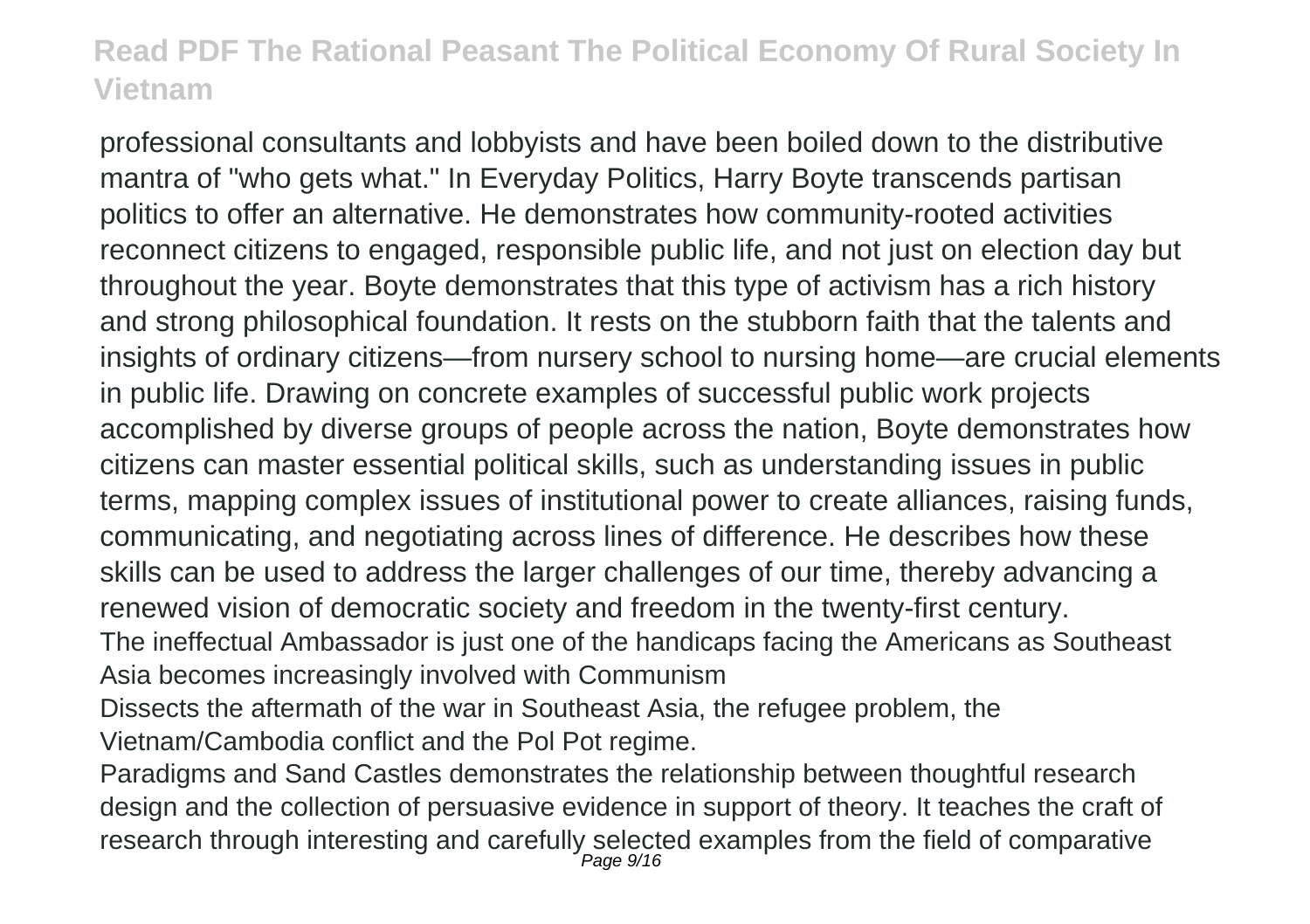professional consultants and lobbyists and have been boiled down to the distributive mantra of "who gets what." In Everyday Politics, Harry Boyte transcends partisan politics to offer an alternative. He demonstrates how community-rooted activities reconnect citizens to engaged, responsible public life, and not just on election day but throughout the year. Boyte demonstrates that this type of activism has a rich history and strong philosophical foundation. It rests on the stubborn faith that the talents and insights of ordinary citizens—from nursery school to nursing home—are crucial elements in public life. Drawing on concrete examples of successful public work projects accomplished by diverse groups of people across the nation, Boyte demonstrates how citizens can master essential political skills, such as understanding issues in public terms, mapping complex issues of institutional power to create alliances, raising funds, communicating, and negotiating across lines of difference. He describes how these skills can be used to address the larger challenges of our time, thereby advancing a renewed vision of democratic society and freedom in the twenty-first century.

The ineffectual Ambassador is just one of the handicaps facing the Americans as Southeast Asia becomes increasingly involved with Communism

Dissects the aftermath of the war in Southeast Asia, the refugee problem, the Vietnam/Cambodia conflict and the Pol Pot regime.

Paradigms and Sand Castles demonstrates the relationship between thoughtful research design and the collection of persuasive evidence in support of theory. It teaches the craft of research through interesting and carefully selected examples from the field of comparative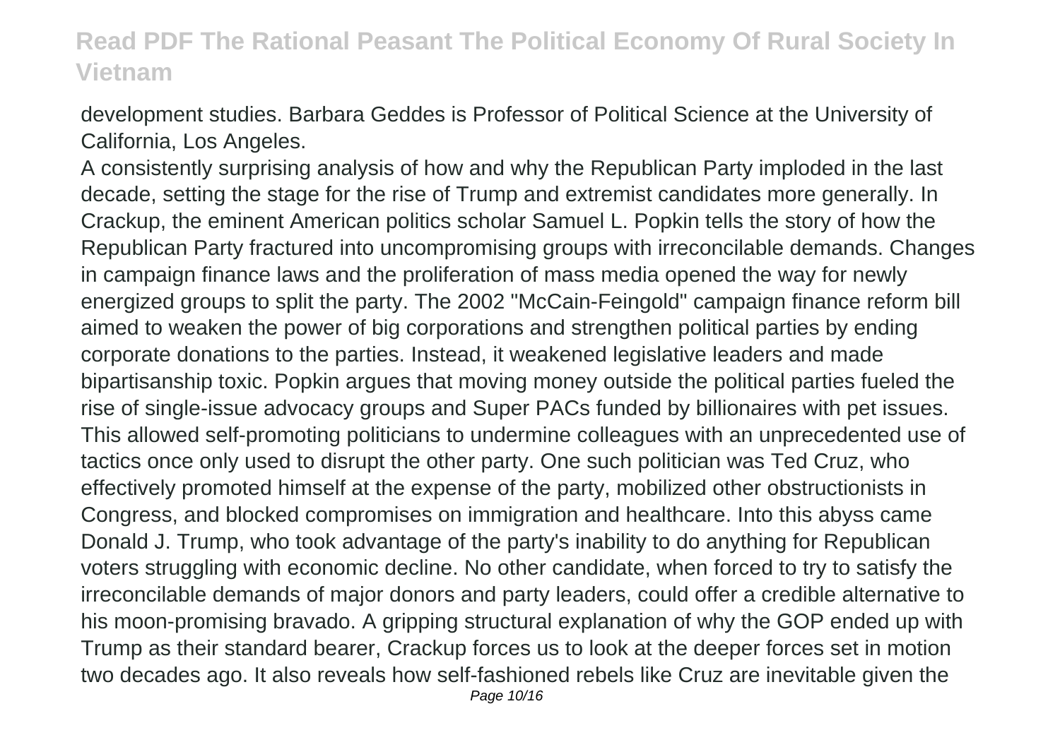development studies. Barbara Geddes is Professor of Political Science at the University of California, Los Angeles.

A consistently surprising analysis of how and why the Republican Party imploded in the last decade, setting the stage for the rise of Trump and extremist candidates more generally. In Crackup, the eminent American politics scholar Samuel L. Popkin tells the story of how the Republican Party fractured into uncompromising groups with irreconcilable demands. Changes in campaign finance laws and the proliferation of mass media opened the way for newly energized groups to split the party. The 2002 "McCain-Feingold" campaign finance reform bill aimed to weaken the power of big corporations and strengthen political parties by ending corporate donations to the parties. Instead, it weakened legislative leaders and made bipartisanship toxic. Popkin argues that moving money outside the political parties fueled the rise of single-issue advocacy groups and Super PACs funded by billionaires with pet issues. This allowed self-promoting politicians to undermine colleagues with an unprecedented use of tactics once only used to disrupt the other party. One such politician was Ted Cruz, who effectively promoted himself at the expense of the party, mobilized other obstructionists in Congress, and blocked compromises on immigration and healthcare. Into this abyss came Donald J. Trump, who took advantage of the party's inability to do anything for Republican voters struggling with economic decline. No other candidate, when forced to try to satisfy the irreconcilable demands of major donors and party leaders, could offer a credible alternative to his moon-promising bravado. A gripping structural explanation of why the GOP ended up with Trump as their standard bearer, Crackup forces us to look at the deeper forces set in motion two decades ago. It also reveals how self-fashioned rebels like Cruz are inevitable given the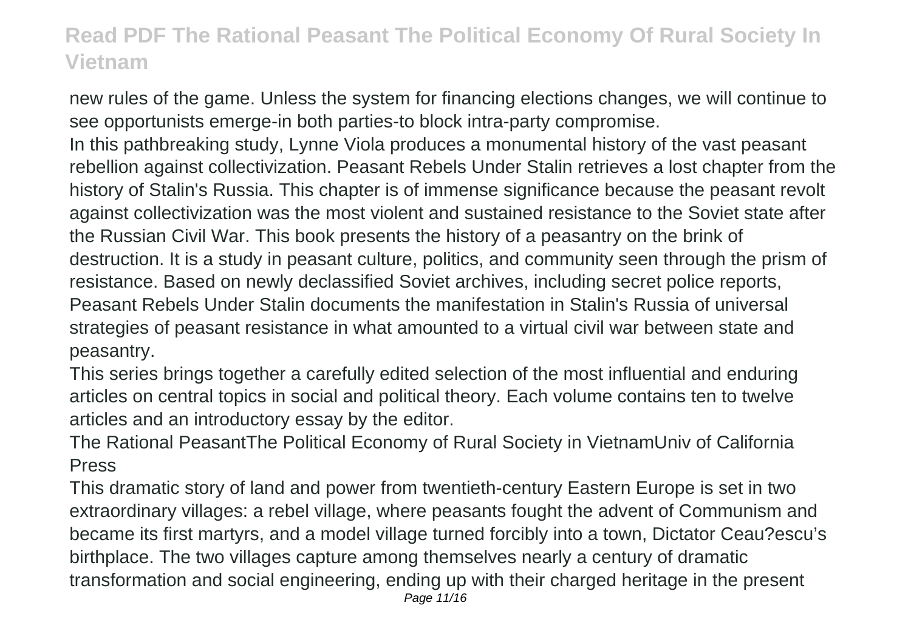new rules of the game. Unless the system for financing elections changes, we will continue to see opportunists emerge-in both parties-to block intra-party compromise.

In this pathbreaking study, Lynne Viola produces a monumental history of the vast peasant rebellion against collectivization. Peasant Rebels Under Stalin retrieves a lost chapter from the history of Stalin's Russia. This chapter is of immense significance because the peasant revolt against collectivization was the most violent and sustained resistance to the Soviet state after the Russian Civil War. This book presents the history of a peasantry on the brink of destruction. It is a study in peasant culture, politics, and community seen through the prism of resistance. Based on newly declassified Soviet archives, including secret police reports, Peasant Rebels Under Stalin documents the manifestation in Stalin's Russia of universal strategies of peasant resistance in what amounted to a virtual civil war between state and peasantry.

This series brings together a carefully edited selection of the most influential and enduring articles on central topics in social and political theory. Each volume contains ten to twelve articles and an introductory essay by the editor.

The Rational PeasantThe Political Economy of Rural Society in VietnamUniv of California Press

This dramatic story of land and power from twentieth-century Eastern Europe is set in two extraordinary villages: a rebel village, where peasants fought the advent of Communism and became its first martyrs, and a model village turned forcibly into a town, Dictator Ceau?escu's birthplace. The two villages capture among themselves nearly a century of dramatic transformation and social engineering, ending up with their charged heritage in the present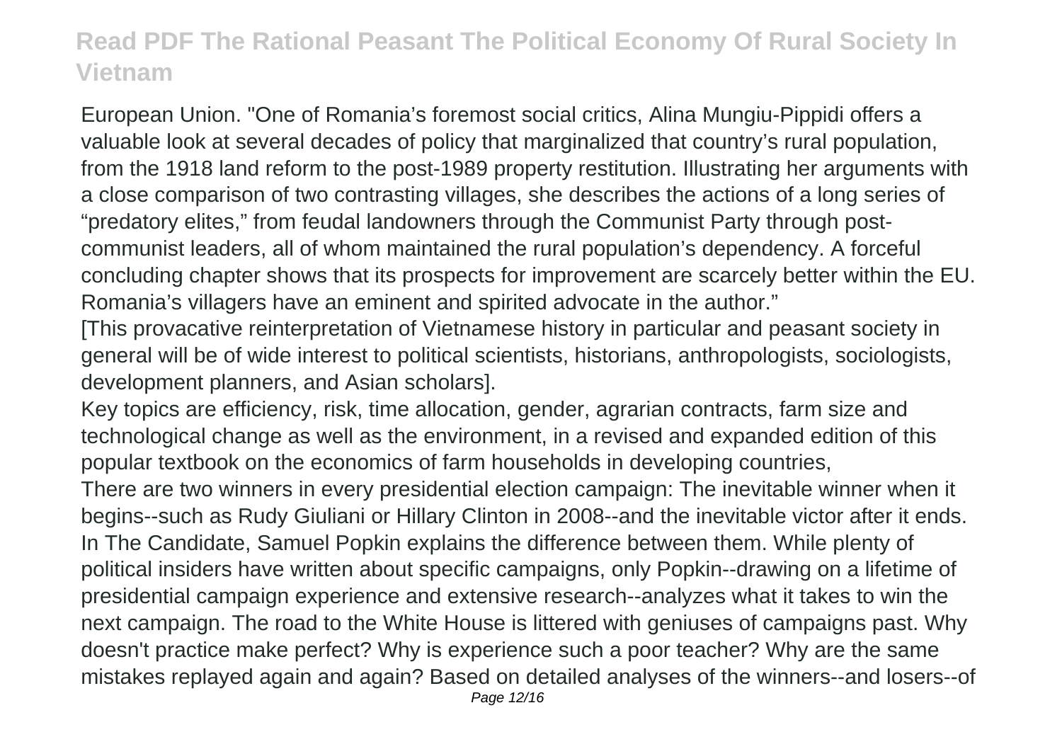European Union. "One of Romania's foremost social critics, Alina Mungiu-Pippidi offers a valuable look at several decades of policy that marginalized that country's rural population, from the 1918 land reform to the post-1989 property restitution. Illustrating her arguments with a close comparison of two contrasting villages, she describes the actions of a long series of "predatory elites," from feudal landowners through the Communist Party through post-communist leaders, all of whom maintained the rural population's dependency. A forceful concluding chapter shows that its prospects for improvement are scarcely better within the EU. Romania's villagers have an eminent and spirited advocate in the author."

[This provacative reinterpretation of Vietnamese history in particular and peasant society in general will be of wide interest to political scientists, historians, anthropologists, sociologists, development planners, and Asian scholars].

Key topics are efficiency, risk, time allocation, gender, agrarian contracts, farm size and technological change as well as the environment, in a revised and expanded edition of this popular textbook on the economics of farm households in developing countries,

There are two winners in every presidential election campaign: The inevitable winner when it begins--such as Rudy Giuliani or Hillary Clinton in 2008--and the inevitable victor after it ends. In The Candidate, Samuel Popkin explains the difference between them. While plenty of political insiders have written about specific campaigns, only Popkin--drawing on a lifetime of presidential campaign experience and extensive research--analyzes what it takes to win the next campaign. The road to the White House is littered with geniuses of campaigns past. Why doesn't practice make perfect? Why is experience such a poor teacher? Why are the same mistakes replayed again and again? Based on detailed analyses of the winners--and losers--of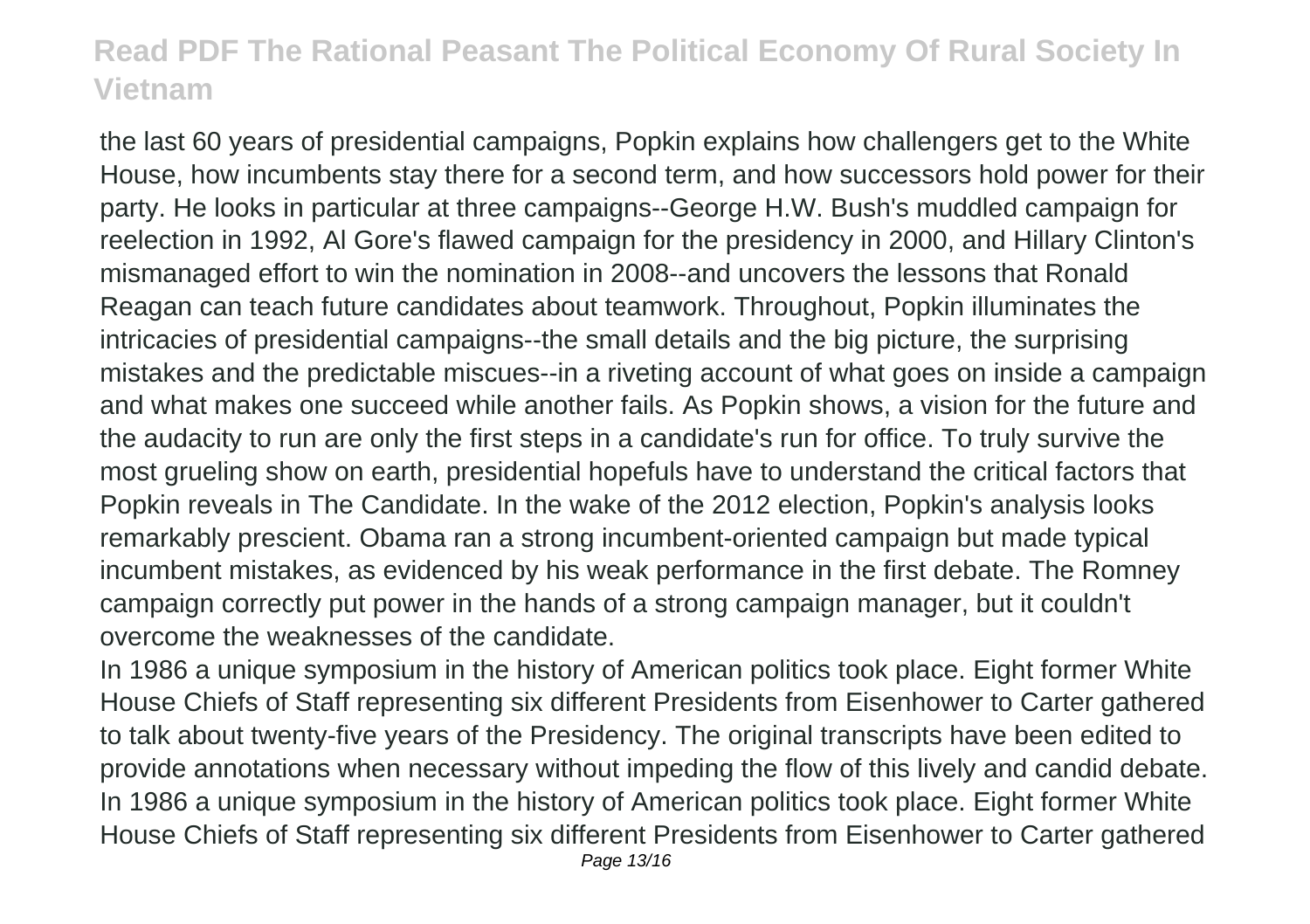the last 60 years of presidential campaigns, Popkin explains how challengers get to the White House, how incumbents stay there for a second term, and how successors hold power for their party. He looks in particular at three campaigns--George H.W. Bush's muddled campaign for reelection in 1992, Al Gore's flawed campaign for the presidency in 2000, and Hillary Clinton's mismanaged effort to win the nomination in 2008--and uncovers the lessons that Ronald Reagan can teach future candidates about teamwork. Throughout, Popkin illuminates the intricacies of presidential campaigns--the small details and the big picture, the surprising mistakes and the predictable miscues--in a riveting account of what goes on inside a campaign and what makes one succeed while another fails. As Popkin shows, a vision for the future and the audacity to run are only the first steps in a candidate's run for office. To truly survive the most grueling show on earth, presidential hopefuls have to understand the critical factors that Popkin reveals in The Candidate. In the wake of the 2012 election, Popkin's analysis looks remarkably prescient. Obama ran a strong incumbent-oriented campaign but made typical incumbent mistakes, as evidenced by his weak performance in the first debate. The Romney campaign correctly put power in the hands of a strong campaign manager, but it couldn't overcome the weaknesses of the candidate.

In 1986 a unique symposium in the history of American politics took place. Eight former White House Chiefs of Staff representing six different Presidents from Eisenhower to Carter gathered to talk about twenty-five years of the Presidency. The original transcripts have been edited to provide annotations when necessary without impeding the flow of this lively and candid debate.

In 1986 a unique symposium in the history of American politics took place. Eight former White House Chiefs of Staff representing six different Presidents from Eisenhower to Carter gathered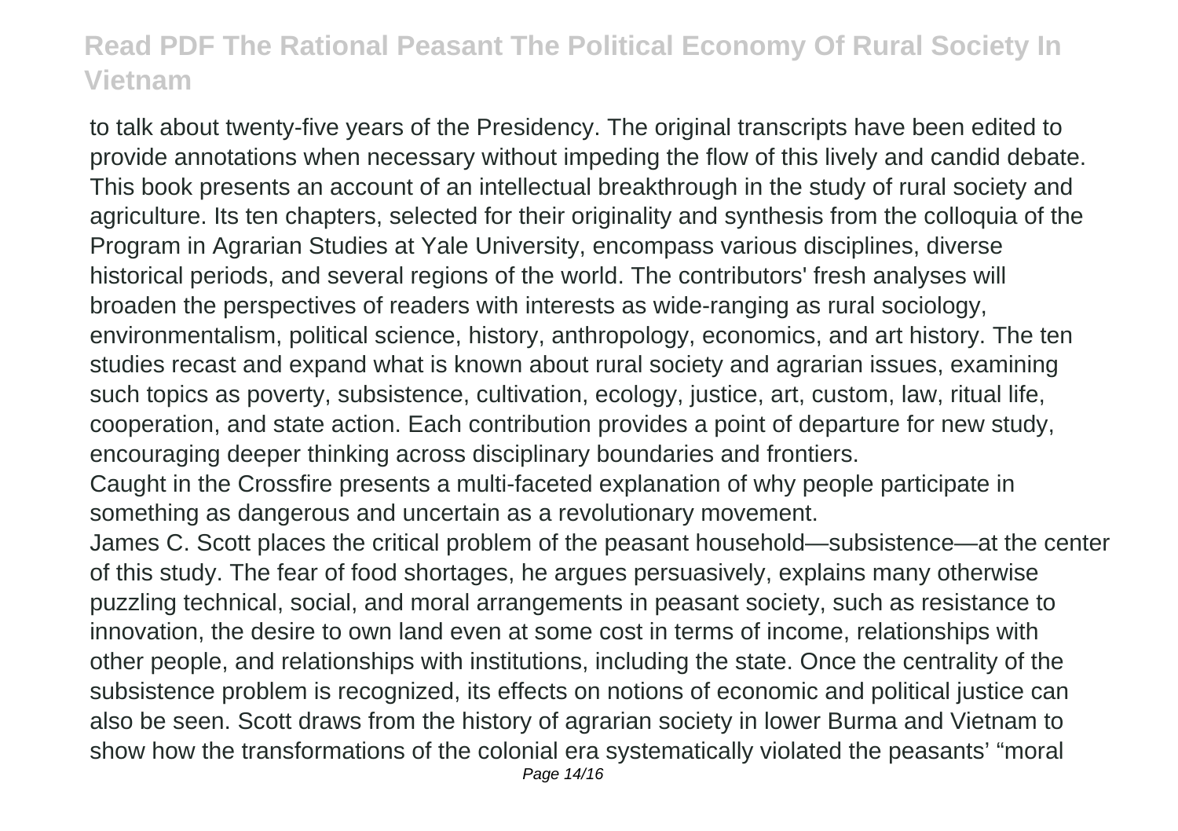to talk about twenty-five years of the Presidency. The original transcripts have been edited to provide annotations when necessary without impeding the flow of this lively and candid debate.

This book presents an account of an intellectual breakthrough in the study of rural society and agriculture. Its ten chapters, selected for their originality and synthesis from the colloquia of the Program in Agrarian Studies at Yale University, encompass various disciplines, diverse historical periods, and several regions of the world. The contributors' fresh analyses will broaden the perspectives of readers with interests as wide-ranging as rural sociology, environmentalism, political science, history, anthropology, economics, and art history. The ten studies recast and expand what is known about rural society and agrarian issues, examining such topics as poverty, subsistence, cultivation, ecology, justice, art, custom, law, ritual life, cooperation, and state action. Each contribution provides a point of departure for new study, encouraging deeper thinking across disciplinary boundaries and frontiers.

Caught in the Crossfire presents a multi-faceted explanation of why people participate in something as dangerous and uncertain as a revolutionary movement.

James C. Scott places the critical problem of the peasant household—subsistence—at the center of this study. The fear of food shortages, he argues persuasively, explains many otherwise puzzling technical, social, and moral arrangements in peasant society, such as resistance to innovation, the desire to own land even at some cost in terms of income, relationships with other people, and relationships with institutions, including the state. Once the centrality of the subsistence problem is recognized, its effects on notions of economic and political justice can also be seen. Scott draws from the history of agrarian society in lower Burma and Vietnam to show how the transformations of the colonial era systematically violated the peasants' "moral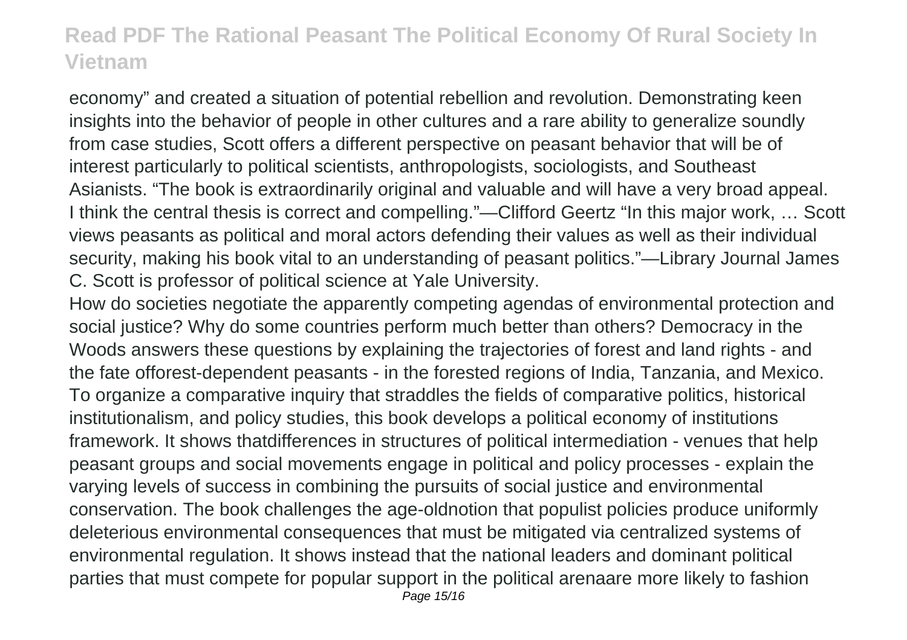economy" and created a situation of potential rebellion and revolution. Demonstrating keen insights into the behavior of people in other cultures and a rare ability to generalize soundly from case studies, Scott offers a different perspective on peasant behavior that will be of interest particularly to political scientists, anthropologists, sociologists, and Southeast Asianists. "The book is extraordinarily original and valuable and will have a very broad appeal. I think the central thesis is correct and compelling."—Clifford Geertz "In this major work, … Scott views peasants as political and moral actors defending their values as well as their individual security, making his book vital to an understanding of peasant politics."—Library Journal James C. Scott is professor of political science at Yale University.

How do societies negotiate the apparently competing agendas of environmental protection and social justice? Why do some countries perform much better than others? Democracy in the Woods answers these questions by explaining the trajectories of forest and land rights - and the fate offorest-dependent peasants - in the forested regions of India, Tanzania, and Mexico. To organize a comparative inquiry that straddles the fields of comparative politics, historical institutionalism, and policy studies, this book develops a political economy of institutions framework. It shows thatdifferences in structures of political intermediation - venues that help peasant groups and social movements engage in political and policy processes - explain the varying levels of success in combining the pursuits of social justice and environmental conservation. The book challenges the age-oldnotion that populist policies produce uniformly deleterious environmental consequences that must be mitigated via centralized systems of environmental regulation. It shows instead that the national leaders and dominant political parties that must compete for popular support in the political arenaare more likely to fashion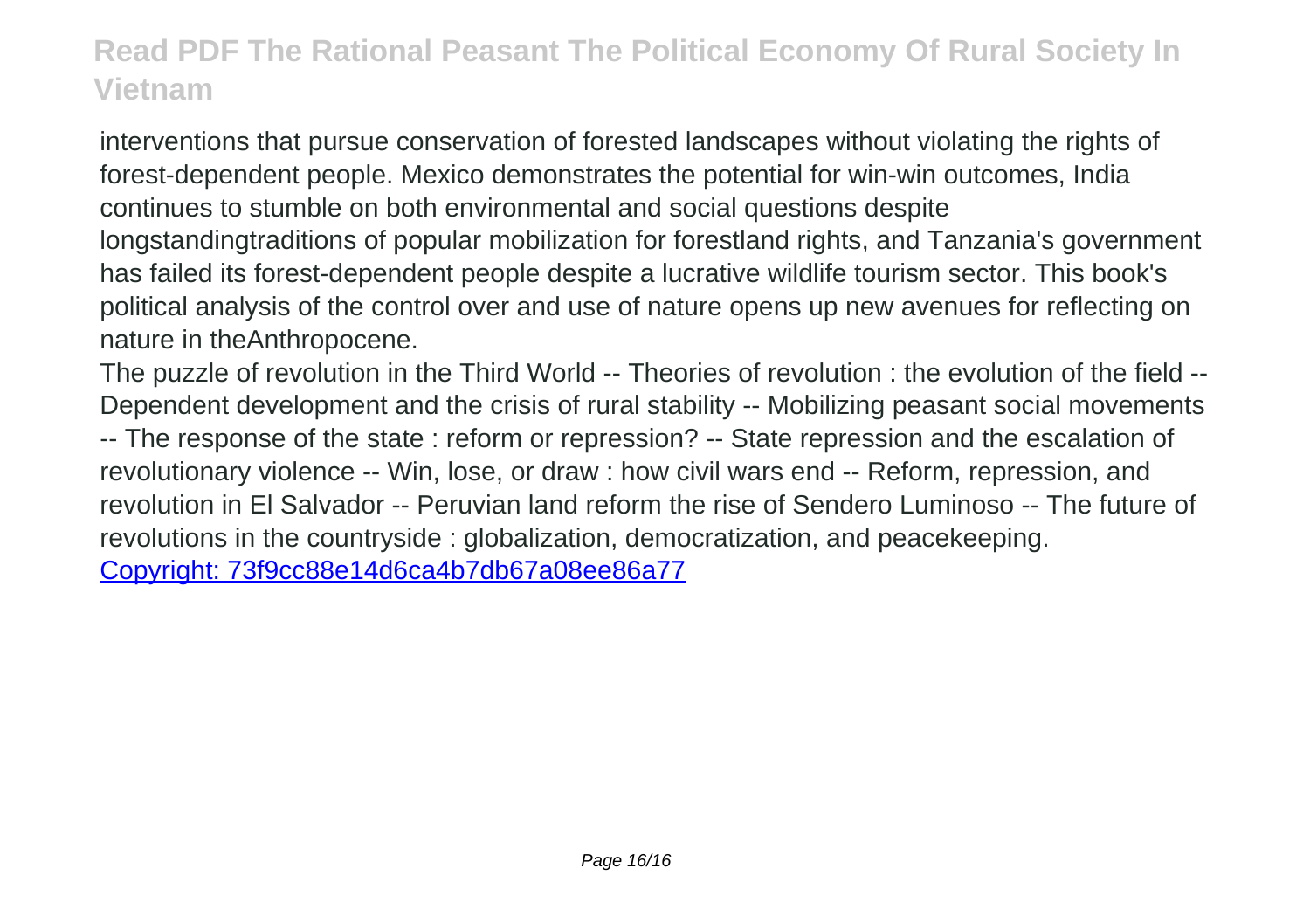interventions that pursue conservation of forested landscapes without violating the rights of forest-dependent people. Mexico demonstrates the potential for win-win outcomes, India continues to stumble on both environmental and social questions despite longstandingtraditions of popular mobilization for forestland rights, and Tanzania's government has failed its forest-dependent people despite a lucrative wildlife tourism sector. This book's political analysis of the control over and use of nature opens up new avenues for reflecting on nature in theAnthropocene.

The puzzle of revolution in the Third World -- Theories of revolution : the evolution of the field -- Dependent development and the crisis of rural stability -- Mobilizing peasant social movements -- The response of the state : reform or repression? -- State repression and the escalation of revolutionary violence -- Win, lose, or draw : how civil wars end -- Reform, repression, and revolution in El Salvador -- Peruvian land reform the rise of Sendero Luminoso -- The future of revolutions in the countryside : globalization, democratization, and peacekeeping.

Copyright: 73f9cc88e14d6ca4b7db67a08ee86a77